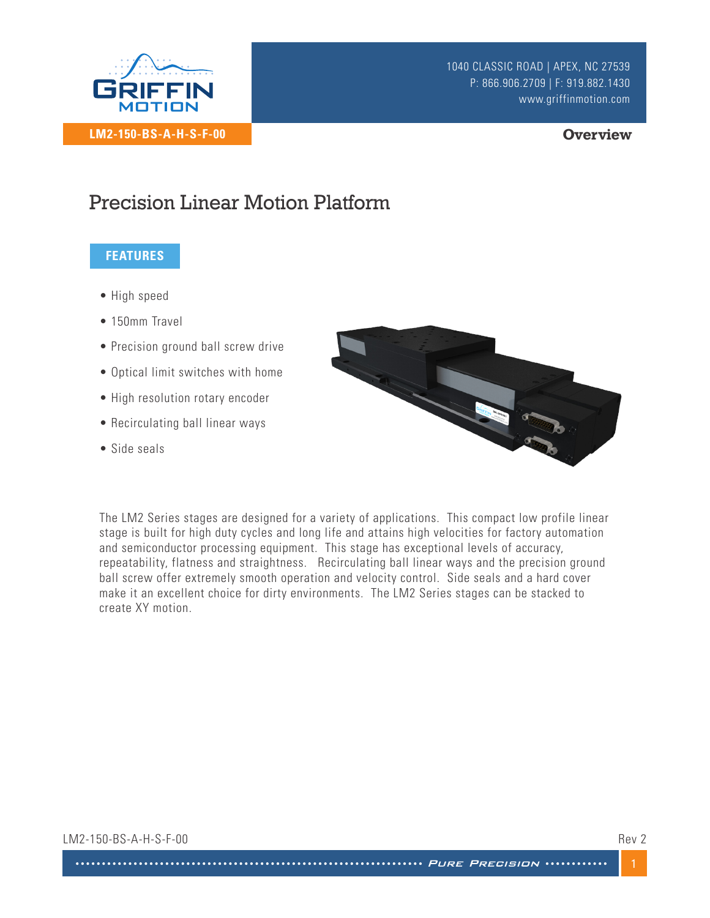GRIFFIN MOTION

1040 CLASSIC ROAD | APEX, NC 27539
P: 866.906.2709 | F: 919.882.1430
www.griffinmotion.com

**LM2-150-BS-A-H-S-F-00**

**Overview**

# Precision Linear Motion Platform

## FEATURES

- High speed
- 150mm Travel
- Precision ground ball screw drive
- Optical limit switches with home
- High resolution rotary encoder
- Recirculating ball linear ways
- Side seals

The LM2 Series stages are designed for a variety of applications. This compact low profile linear stage is built for high duty cycles and long life and attains high velocities for factory automation and semiconductor processing equipment. This stage has exceptional levels of accuracy, repeatability, flatness and straightness. Recirculating ball linear ways and the precision ground ball screw offer extremely smooth operation and velocity control. Side seals and a hard cover make it an excellent choice for dirty environments. The LM2 Series stages can be stacked to create XY motion.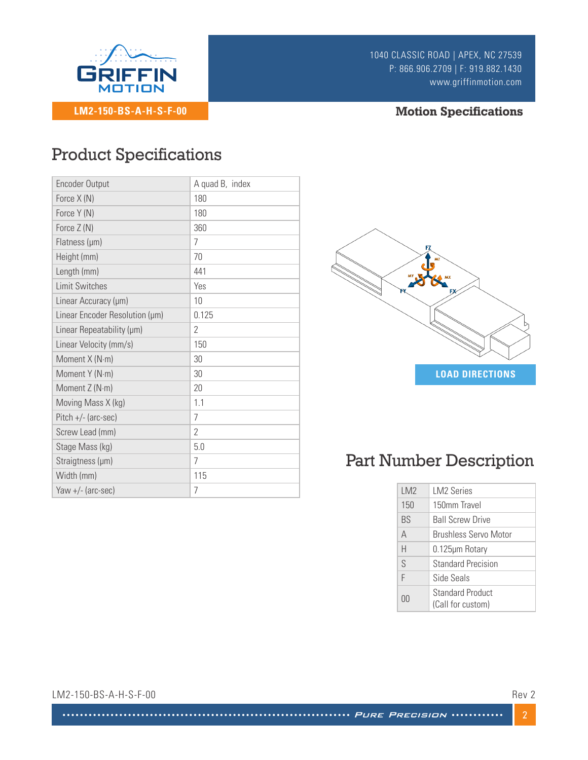LM2-150-BS-A-H-S-F-00

**Motion Specifications**

## Product Specifications

| Encoder Output | A quad B, index |
|---|---|
| Force X (N) | 180 |
| Force Y (N) | 180 |
| Force Z (N) | 360 |
| Flatness (μm) | 7 |
| Height (mm) | 70 |
| Length (mm) | 441 |
| Limit Switches | Yes |
| Linear Accuracy (μm) | 10 |
| Linear Encoder Resolution (μm) | 0.125 |
| Linear Repeatability (μm) | 2 |
| Linear Velocity (mm/s) | 150 |
| Moment X (N-m) | 30 |
| Moment Y (N-m) | 30 |
| Moment Z (N-m) | 20 |
| Moving Mass X (kg) | 1.1 |
| Pitch +/- (arc-sec) | 7 |
| Screw Lead (mm) | 2 |
| Stage Mass (kg) | 5.0 |
| Straigtness (μm) | 7 |
| Width (mm) | 115 |
| Yaw +/- (arc-sec) | 7 |

LOAD DIRECTIONS

## Part Number Description

| LM2 | LM2 Series |
|---|---|
| 150 | 150mm Travel |
| BS | Ball Screw Drive |
| A | Brushless Servo Motor |
| H | 0.125μm Rotary |
| S | Standard Precision |
| F | Side Seals |
| 00 | Standard Product (Call for custom) |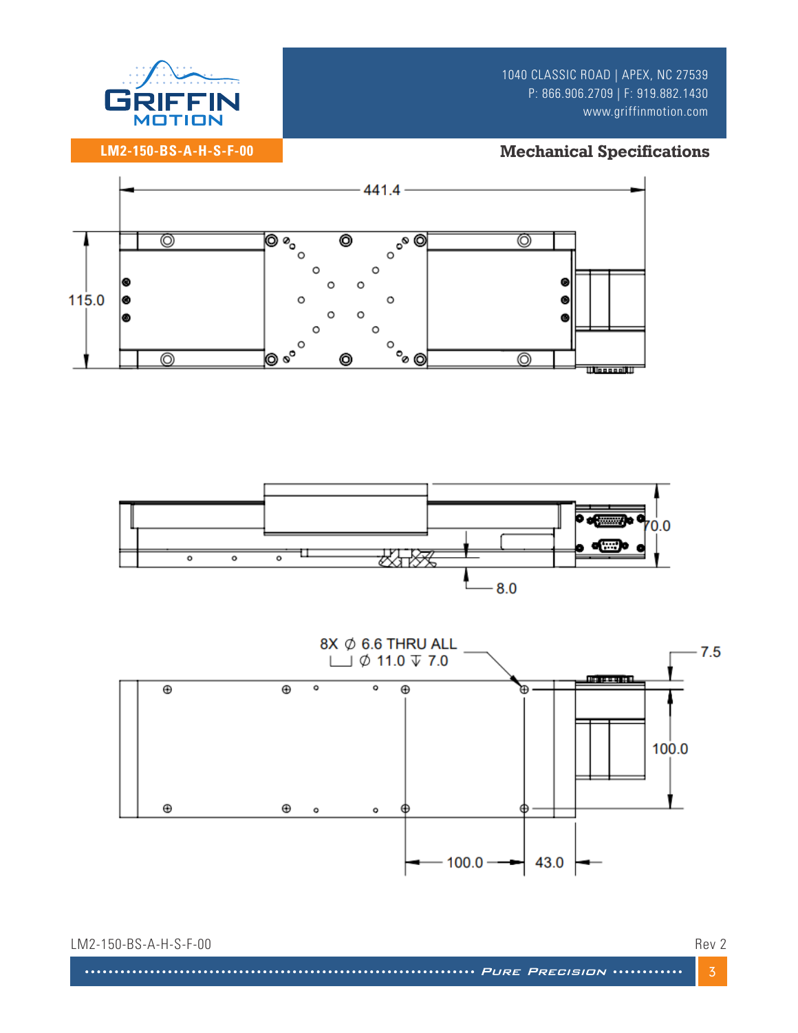LM2-150-BS-A-H-S-F-00

## Mechanical Specifications

441.4

115.0

70.0

8.0

8X ∅ 6.6 THRU ALL
⌴ ∅ 11.0 ↧ 7.0

7.5

100.0

100.0

43.0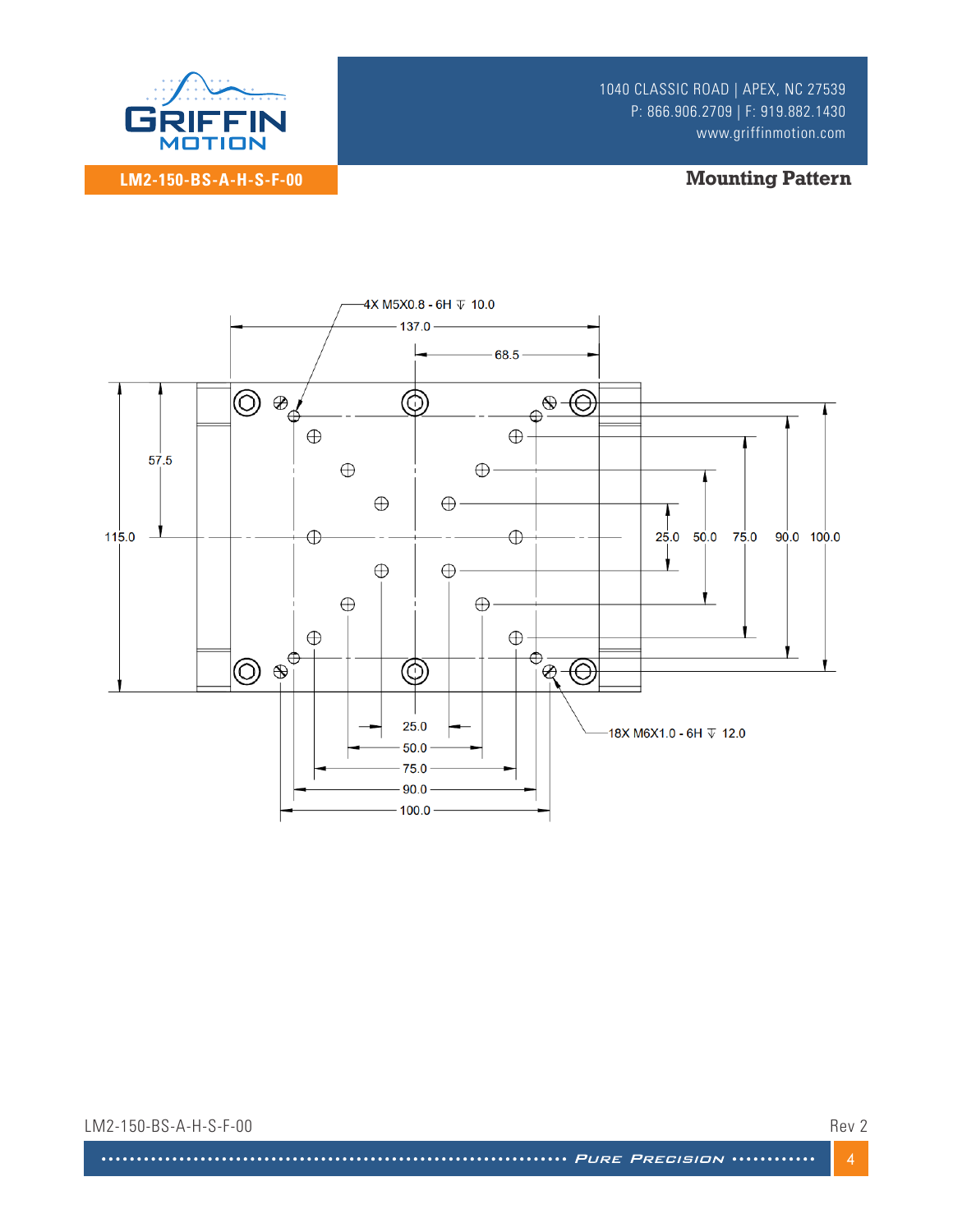## LM2-150-BS-A-H-S-F-00

## Mounting Pattern

4X M5X0.8 - 6H ↧ 10.0

137.0

68.5

57.5

115.0

25.0 50.0 75.0 90.0 100.0

18X M6X1.0 - 6H ↧ 12.0

25.0

50.0

75.0

90.0

100.0

LM2-150-BS-A-H-S-F-00 Rev 2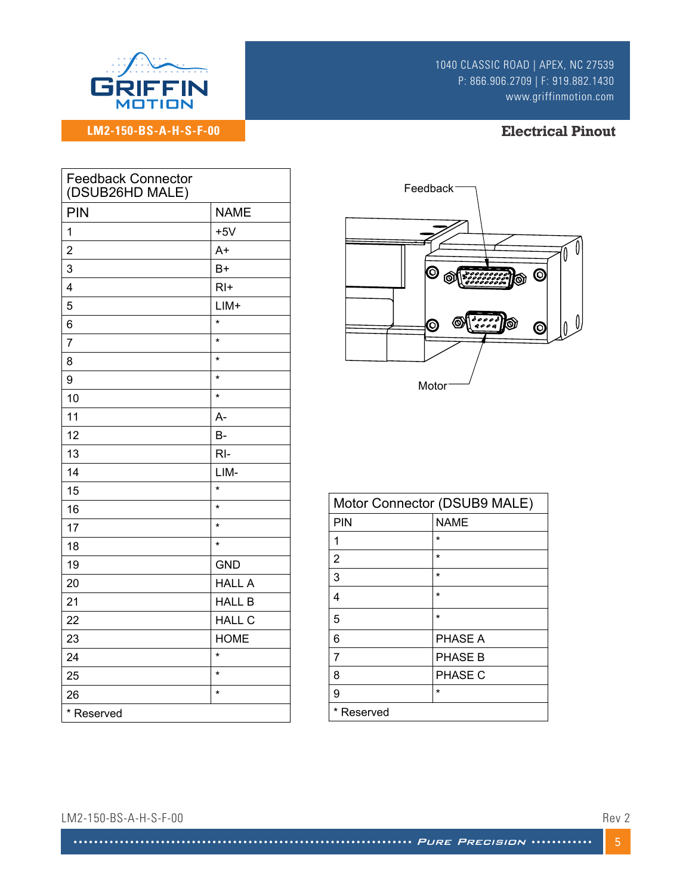## Electrical Pinout

| Feedback Connector (DSUB26HD MALE) | |
|---|---|
| **PIN** | **NAME** |
| 1 | +5V |
| 2 | A+ |
| 3 | B+ |
| 4 | RI+ |
| 5 | LIM+ |
| 6 | * |
| 7 | * |
| 8 | * |
| 9 | * |
| 10 | * |
| 11 | A- |
| 12 | B- |
| 13 | RI- |
| 14 | LIM- |
| 15 | * |
| 16 | * |
| 17 | * |
| 18 | * |
| 19 | GND |
| 20 | HALL A |
| 21 | HALL B |
| 22 | HALL C |
| 23 | HOME |
| 24 | * |
| 25 | * |
| 26 | * |
| * Reserved | |

Feedback

Motor

| Motor Connector (DSUB9 MALE) | |
|---|---|
| **PIN** | **NAME** |
| 1 | * |
| 2 | * |
| 3 | * |
| 4 | * |
| 5 | * |
| 6 | PHASE A |
| 7 | PHASE B |
| 8 | PHASE C |
| 9 | * |
| * Reserved | |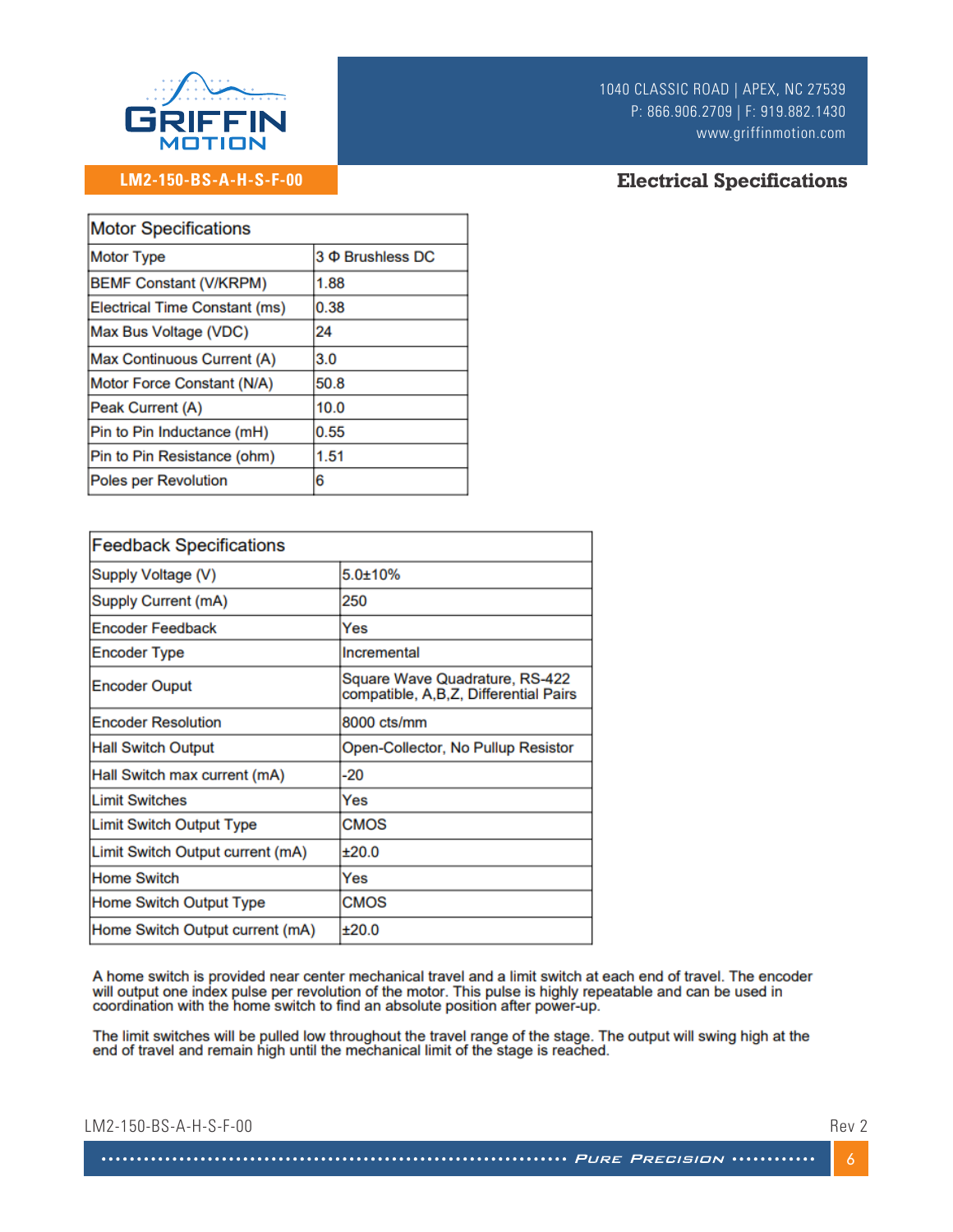## Electrical Specifications

| Motor Specifications | |
|---|---|
| Motor Type | 3 Φ Brushless DC |
| BEMF Constant (V/KRPM) | 1.88 |
| Electrical Time Constant (ms) | 0.38 |
| Max Bus Voltage (VDC) | 24 |
| Max Continuous Current (A) | 3.0 |
| Motor Force Constant (N/A) | 50.8 |
| Peak Current (A) | 10.0 |
| Pin to Pin Inductance (mH) | 0.55 |
| Pin to Pin Resistance (ohm) | 1.51 |
| Poles per Revolution | 6 |

| Feedback Specifications | |
|---|---|
| Supply Voltage (V) | 5.0±10% |
| Supply Current (mA) | 250 |
| Encoder Feedback | Yes |
| Encoder Type | Incremental |
| Encoder Ouput | Square Wave Quadrature, RS-422 compatible, A,B,Z, Differential Pairs |
| Encoder Resolution | 8000 cts/mm |
| Hall Switch Output | Open-Collector, No Pullup Resistor |
| Hall Switch max current (mA) | -20 |
| Limit Switches | Yes |
| Limit Switch Output Type | CMOS |
| Limit Switch Output current (mA) | ±20.0 |
| Home Switch | Yes |
| Home Switch Output Type | CMOS |
| Home Switch Output current (mA) | ±20.0 |

A home switch is provided near center mechanical travel and a limit switch at each end of travel. The encoder will output one index pulse per revolution of the motor. This pulse is highly repeatable and can be used in coordination with the home switch to find an absolute position after power-up.

The limit switches will be pulled low throughout the travel range of the stage. The output will swing high at the end of travel and remain high until the mechanical limit of the stage is reached.